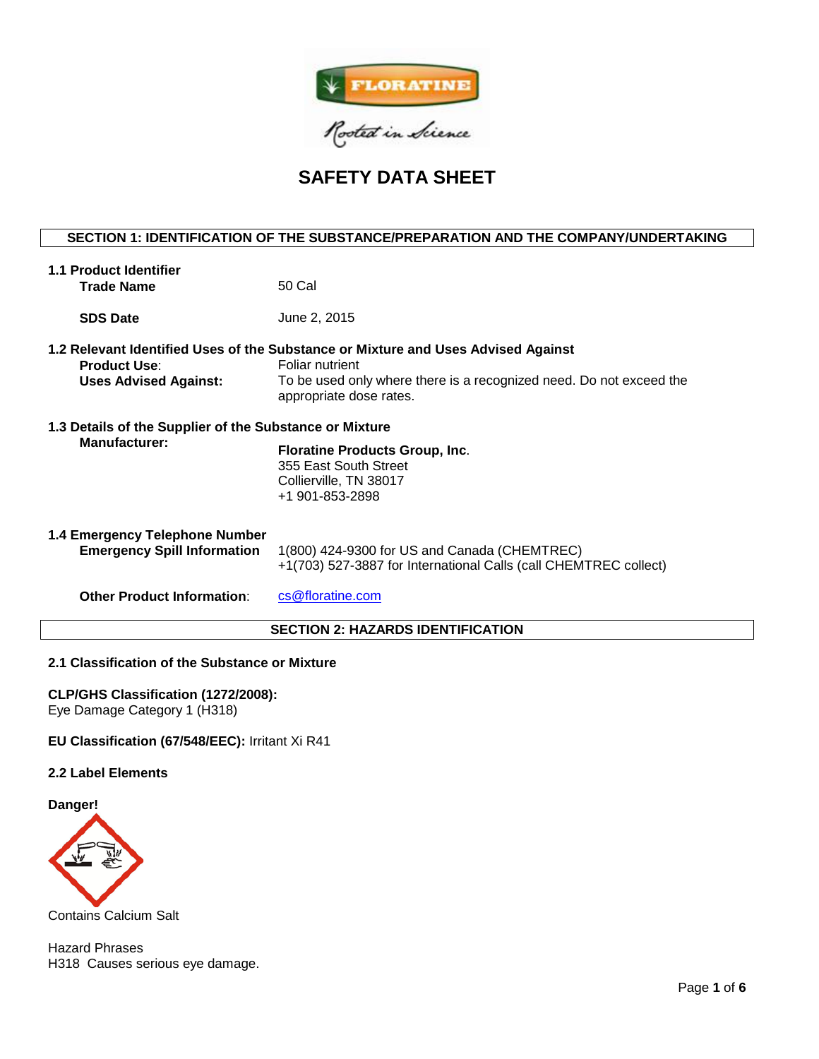# SAFETY DATA SHEET

## SECTION 1: IDENTIFICATION OF THE SUBSTANCE/PREPARATION AND THE COMPANY/UNDERTAKING

### 1.1 Product Identifier

**Trade Name** 50 Cal

**SDS Date** June 2, 2015

### 1.2 Relevant Identified Uses of the Substance or Mixture and Uses Advised Against

**Product Use**: Foliar nutrient

**Uses Advised Against:** To be used only where there is a recognized need. Do not exceed the appropriate dose rates.

### 1.3 Details of the Supplier of the Substance or Mixture

**Manufacturer:**

**Floratine Products Group, Inc**.
355 East South Street
Collierville, TN 38017
+1 901-853-2898

### 1.4 Emergency Telephone Number

**Emergency Spill Information** 1(800) 424-9300 for US and Canada (CHEMTREC)
+1(703) 527-3887 for International Calls (call CHEMTREC collect)

**Other Product Information**: cs@floratine.com

## SECTION 2: HAZARDS IDENTIFICATION

### 2.1 Classification of the Substance or Mixture

**CLP/GHS Classification (1272/2008):**
Eye Damage Category 1 (H318)

**EU Classification (67/548/EEC):** Irritant Xi R41

### 2.2 Label Elements

**Danger!**

Contains Calcium Salt

Hazard Phrases
H318 Causes serious eye damage.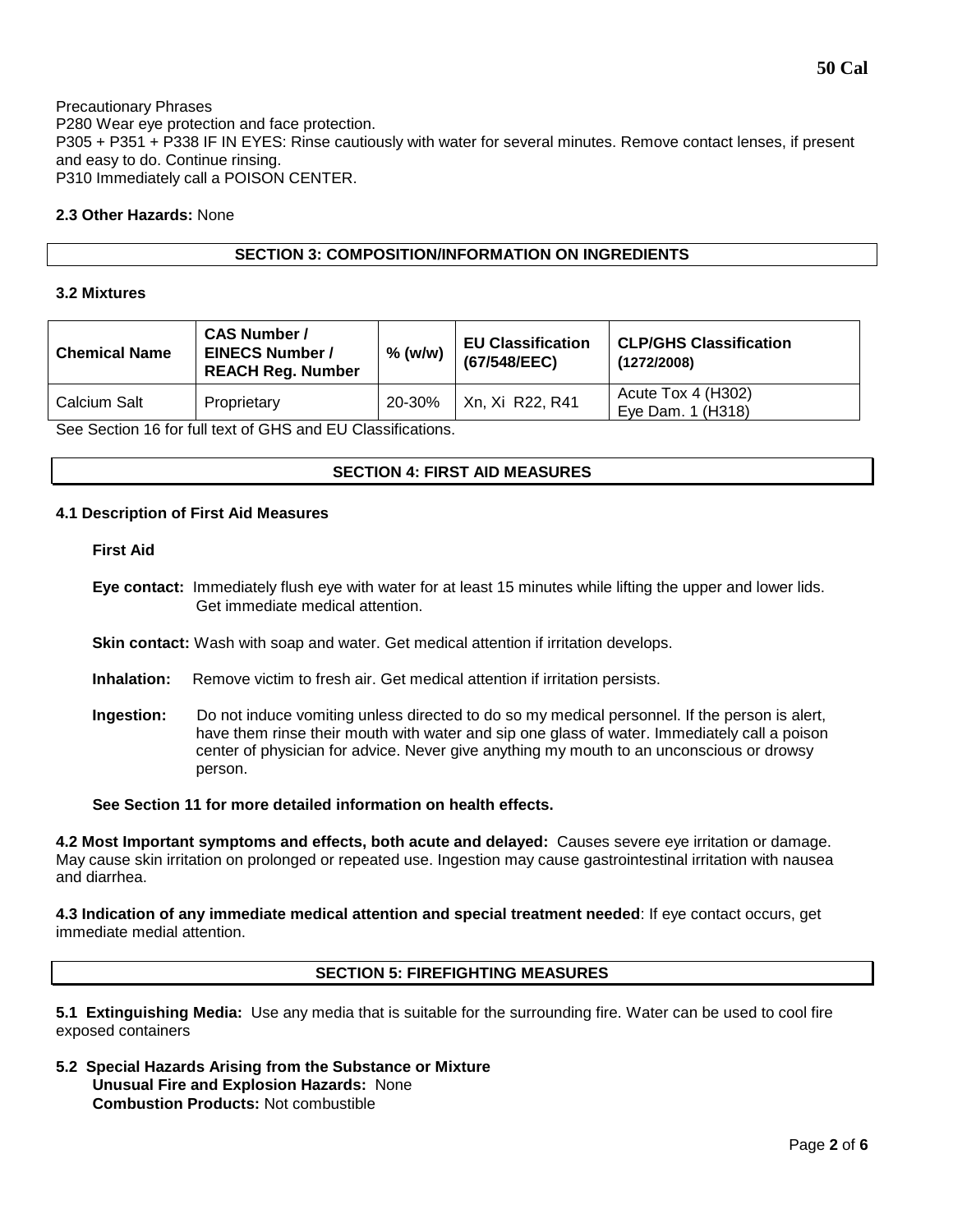Precautionary Phrases
P280 Wear eye protection and face protection.
P305 + P351 + P338 IF IN EYES: Rinse cautiously with water for several minutes. Remove contact lenses, if present and easy to do. Continue rinsing.
P310 Immediately call a POISON CENTER.

**2.3 Other Hazards:** None

## SECTION 3: COMPOSITION/INFORMATION ON INGREDIENTS

### 3.2 Mixtures

| Chemical Name | CAS Number / EINECS Number / REACH Reg. Number | % (w/w) | EU Classification (67/548/EEC) | CLP/GHS Classification (1272/2008) |
|---|---|---|---|---|
| Calcium Salt | Proprietary | 20-30% | Xn, Xi R22, R41 | Acute Tox 4 (H302) Eye Dam. 1 (H318) |

See Section 16 for full text of GHS and EU Classifications.

## SECTION 4: FIRST AID MEASURES

### 4.1 Description of First Aid Measures

**First Aid**

**Eye contact:** Immediately flush eye with water for at least 15 minutes while lifting the upper and lower lids. Get immediate medical attention.

**Skin contact:** Wash with soap and water. Get medical attention if irritation develops.

**Inhalation:** Remove victim to fresh air. Get medical attention if irritation persists.

**Ingestion:** Do not induce vomiting unless directed to do so my medical personnel. If the person is alert, have them rinse their mouth with water and sip one glass of water. Immediately call a poison center of physician for advice. Never give anything my mouth to an unconscious or drowsy person.

**See Section 11 for more detailed information on health effects.**

**4.2 Most Important symptoms and effects, both acute and delayed:** Causes severe eye irritation or damage. May cause skin irritation on prolonged or repeated use. Ingestion may cause gastrointestinal irritation with nausea and diarrhea.

**4.3 Indication of any immediate medical attention and special treatment needed**: If eye contact occurs, get immediate medial attention.

## SECTION 5: FIREFIGHTING MEASURES

**5.1 Extinguishing Media:** Use any media that is suitable for the surrounding fire. Water can be used to cool fire exposed containers

**5.2 Special Hazards Arising from the Substance or Mixture**
**Unusual Fire and Explosion Hazards:** None
**Combustion Products:** Not combustible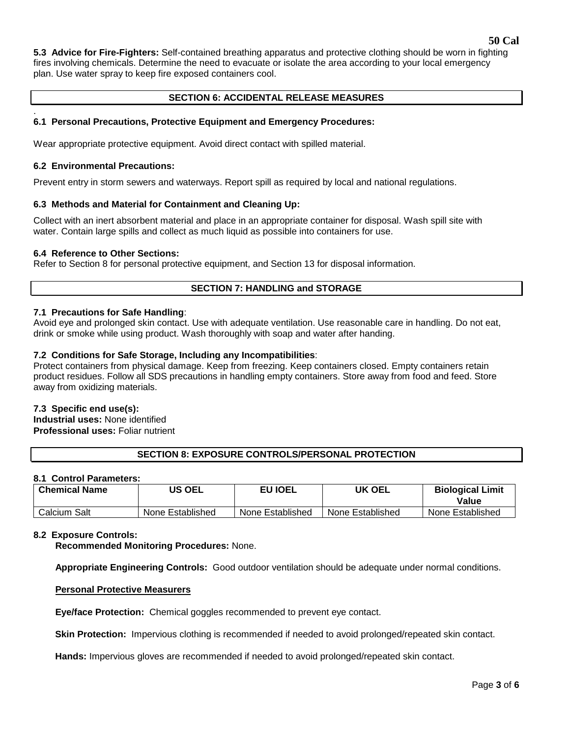**5.3 Advice for Fire-Fighters:** Self-contained breathing apparatus and protective clothing should be worn in fighting fires involving chemicals. Determine the need to evacuate or isolate the area according to your local emergency plan. Use water spray to keep fire exposed containers cool.

## SECTION 6: ACCIDENTAL RELEASE MEASURES

### 6.1 Personal Precautions, Protective Equipment and Emergency Procedures:

Wear appropriate protective equipment. Avoid direct contact with spilled material.

### 6.2 Environmental Precautions:

Prevent entry in storm sewers and waterways. Report spill as required by local and national regulations.

### 6.3 Methods and Material for Containment and Cleaning Up:

Collect with an inert absorbent material and place in an appropriate container for disposal. Wash spill site with water. Contain large spills and collect as much liquid as possible into containers for use.

### 6.4 Reference to Other Sections:

Refer to Section 8 for personal protective equipment, and Section 13 for disposal information.

## SECTION 7: HANDLING and STORAGE

**7.1 Precautions for Safe Handling**:
Avoid eye and prolonged skin contact. Use with adequate ventilation. Use reasonable care in handling. Do not eat, drink or smoke while using product. Wash thoroughly with soap and water after handing.

**7.2 Conditions for Safe Storage, Including any Incompatibilities**:
Protect containers from physical damage. Keep from freezing. Keep containers closed. Empty containers retain product residues. Follow all SDS precautions in handling empty containers. Store away from food and feed. Store away from oxidizing materials.

**7.3 Specific end use(s):**
**Industrial uses:** None identified
**Professional uses:** Foliar nutrient

## SECTION 8: EXPOSURE CONTROLS/PERSONAL PROTECTION

**8.1 Control Parameters:**

| Chemical Name | US OEL | EU IOEL | UK OEL | Biological Limit Value |
|---|---|---|---|---|
| Calcium Salt | None Established | None Established | None Established | None Established |

**8.2 Exposure Controls:**

**Recommended Monitoring Procedures:** None.

**Appropriate Engineering Controls:** Good outdoor ventilation should be adequate under normal conditions.

**Personal Protective Measurers**

**Eye/face Protection:** Chemical goggles recommended to prevent eye contact.

**Skin Protection:** Impervious clothing is recommended if needed to avoid prolonged/repeated skin contact.

**Hands:** Impervious gloves are recommended if needed to avoid prolonged/repeated skin contact.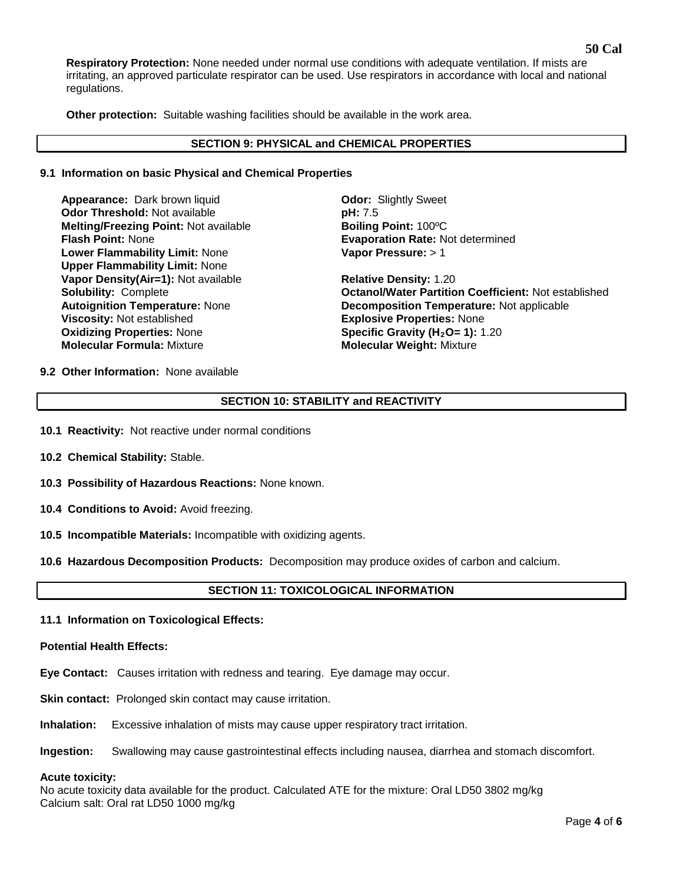**Respiratory Protection:** None needed under normal use conditions with adequate ventilation. If mists are irritating, an approved particulate respirator can be used. Use respirators in accordance with local and national regulations.

**Other protection:** Suitable washing facilities should be available in the work area.

## SECTION 9: PHYSICAL and CHEMICAL PROPERTIES

### 9.1 Information on basic Physical and Chemical Properties

**Appearance:** Dark brown liquid
**Odor:** Slightly Sweet
**Odor Threshold:** Not available
**pH:** 7.5
**Melting/Freezing Point:** Not available
**Boiling Point:** 100ºC
**Flash Point:** None
**Evaporation Rate:** Not determined
**Lower Flammability Limit:** None
**Vapor Pressure:** > 1
**Upper Flammability Limit:** None
**Vapor Density(Air=1):** Not available
**Relative Density:** 1.20
**Solubility:** Complete
**Octanol/Water Partition Coefficient:** Not established
**Autoignition Temperature:** None
**Decomposition Temperature:** Not applicable
**Viscosity:** Not established
**Explosive Properties:** None
**Oxidizing Properties:** None
**Specific Gravity ($H_2O$= 1):** 1.20
**Molecular Formula:** Mixture
**Molecular Weight:** Mixture

### 9.2 Other Information: None available

## SECTION 10: STABILITY and REACTIVITY

**10.1 Reactivity:** Not reactive under normal conditions

**10.2 Chemical Stability:** Stable.

**10.3 Possibility of Hazardous Reactions:** None known.

**10.4 Conditions to Avoid:** Avoid freezing.

**10.5 Incompatible Materials:** Incompatible with oxidizing agents.

**10.6 Hazardous Decomposition Products:** Decomposition may produce oxides of carbon and calcium.

## SECTION 11: TOXICOLOGICAL INFORMATION

### 11.1 Information on Toxicological Effects:

**Potential Health Effects:**

**Eye Contact:** Causes irritation with redness and tearing. Eye damage may occur.

**Skin contact:** Prolonged skin contact may cause irritation.

**Inhalation:** Excessive inhalation of mists may cause upper respiratory tract irritation.

**Ingestion:** Swallowing may cause gastrointestinal effects including nausea, diarrhea and stomach discomfort.

**Acute toxicity:**
No acute toxicity data available for the product. Calculated ATE for the mixture: Oral LD50 3802 mg/kg
Calcium salt: Oral rat LD50 1000 mg/kg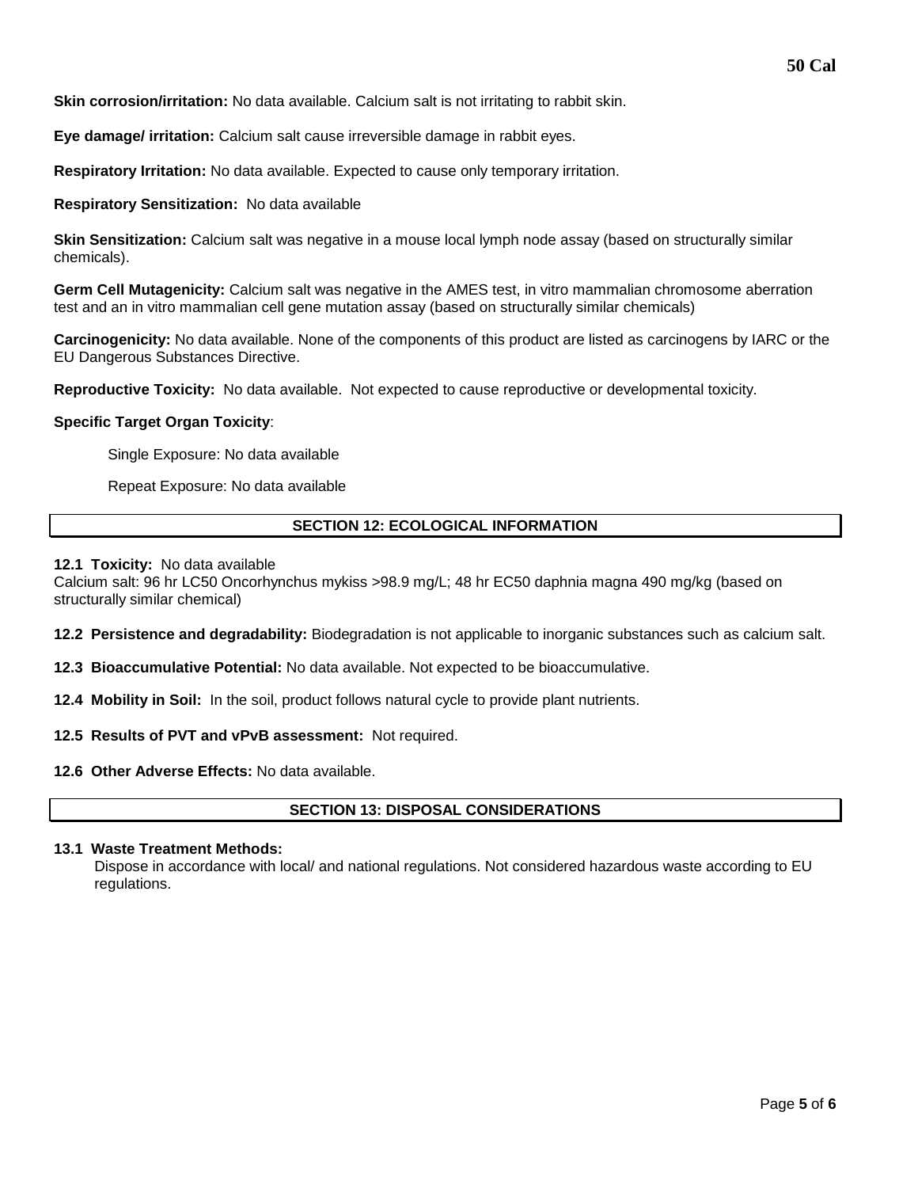**Skin corrosion/irritation:** No data available. Calcium salt is not irritating to rabbit skin.

**Eye damage/ irritation:** Calcium salt cause irreversible damage in rabbit eyes.

**Respiratory Irritation:** No data available. Expected to cause only temporary irritation.

**Respiratory Sensitization:** No data available

**Skin Sensitization:** Calcium salt was negative in a mouse local lymph node assay (based on structurally similar chemicals).

**Germ Cell Mutagenicity:** Calcium salt was negative in the AMES test, in vitro mammalian chromosome aberration test and an in vitro mammalian cell gene mutation assay (based on structurally similar chemicals)

**Carcinogenicity:** No data available. None of the components of this product are listed as carcinogens by IARC or the EU Dangerous Substances Directive.

**Reproductive Toxicity:** No data available. Not expected to cause reproductive or developmental toxicity.

**Specific Target Organ Toxicity**:

Single Exposure: No data available

Repeat Exposure: No data available

## SECTION 12: ECOLOGICAL INFORMATION

**12.1 Toxicity:** No data available
Calcium salt: 96 hr LC50 Oncorhynchus mykiss >98.9 mg/L; 48 hr EC50 daphnia magna 490 mg/kg (based on structurally similar chemical)

**12.2 Persistence and degradability:** Biodegradation is not applicable to inorganic substances such as calcium salt.

**12.3 Bioaccumulative Potential:** No data available. Not expected to be bioaccumulative.

**12.4 Mobility in Soil:** In the soil, product follows natural cycle to provide plant nutrients.

**12.5 Results of PVT and vPvB assessment:** Not required.

**12.6 Other Adverse Effects:** No data available.

## SECTION 13: DISPOSAL CONSIDERATIONS

**13.1 Waste Treatment Methods:**
Dispose in accordance with local/ and national regulations. Not considered hazardous waste according to EU regulations.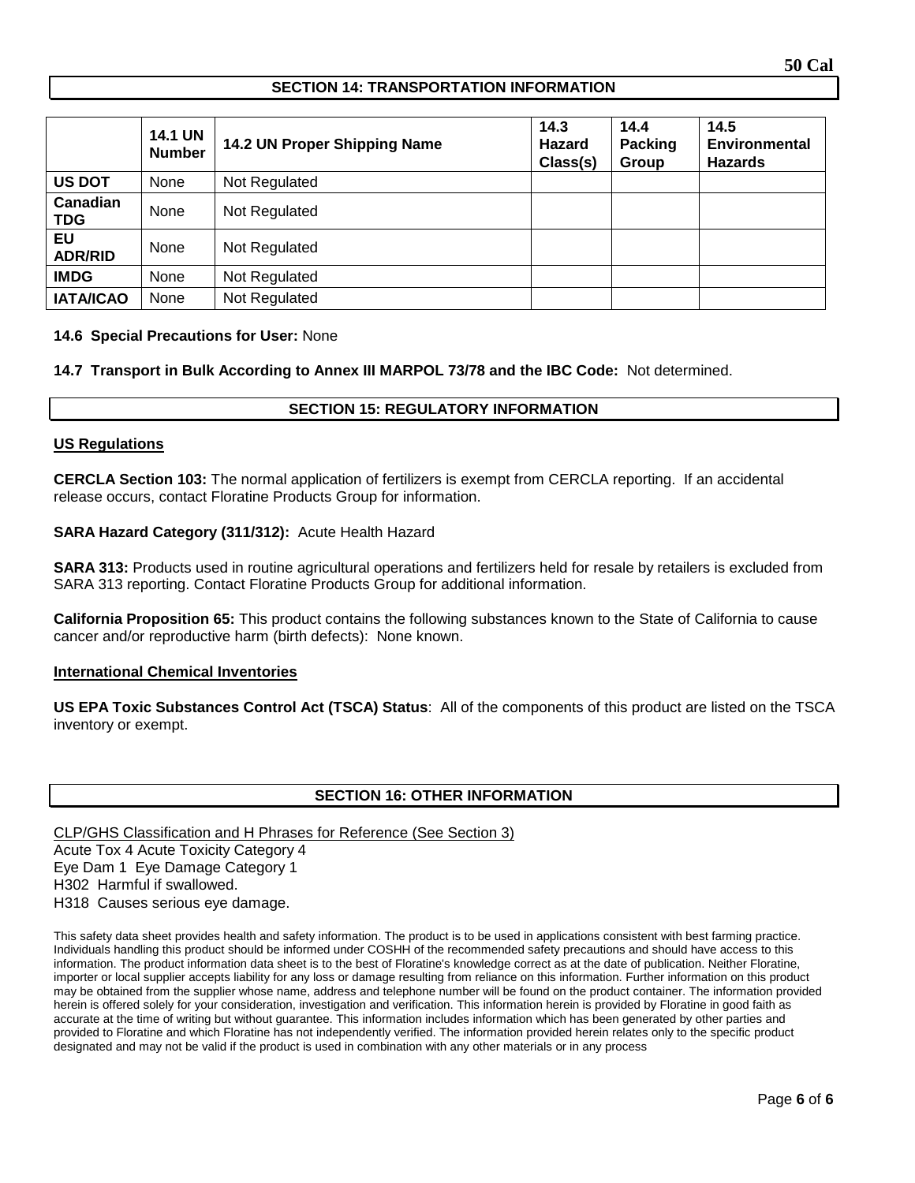## SECTION 14: TRANSPORTATION INFORMATION

| | 14.1 UN Number | 14.2 UN Proper Shipping Name | 14.3 Hazard Class(s) | 14.4 Packing Group | 14.5 Environmental Hazards |
|---|---|---|---|---|---|
| **US DOT** | None | Not Regulated | | | |
| **Canadian TDG** | None | Not Regulated | | | |
| **EU ADR/RID** | None | Not Regulated | | | |
| **IMDG** | None | Not Regulated | | | |
| **IATA/ICAO** | None | Not Regulated | | | |

**14.6 Special Precautions for User:** None

**14.7 Transport in Bulk According to Annex III MARPOL 73/78 and the IBC Code:** Not determined.

## SECTION 15: REGULATORY INFORMATION

### US Regulations

**CERCLA Section 103:** The normal application of fertilizers is exempt from CERCLA reporting. If an accidental release occurs, contact Floratine Products Group for information.

**SARA Hazard Category (311/312):** Acute Health Hazard

**SARA 313:** Products used in routine agricultural operations and fertilizers held for resale by retailers is excluded from SARA 313 reporting. Contact Floratine Products Group for additional information.

**California Proposition 65:** This product contains the following substances known to the State of California to cause cancer and/or reproductive harm (birth defects): None known.

### International Chemical Inventories

**US EPA Toxic Substances Control Act (TSCA) Status**: All of the components of this product are listed on the TSCA inventory or exempt.

## SECTION 16: OTHER INFORMATION

CLP/GHS Classification and H Phrases for Reference (See Section 3)
Acute Tox 4 Acute Toxicity Category 4
Eye Dam 1 Eye Damage Category 1
H302 Harmful if swallowed.
H318 Causes serious eye damage.

This safety data sheet provides health and safety information. The product is to be used in applications consistent with best farming practice. Individuals handling this product should be informed under COSHH of the recommended safety precautions and should have access to this information. The product information data sheet is to the best of Floratine's knowledge correct as at the date of publication. Neither Floratine, importer or local supplier accepts liability for any loss or damage resulting from reliance on this information. Further information on this product may be obtained from the supplier whose name, address and telephone number will be found on the product container. The information provided herein is offered solely for your consideration, investigation and verification. This information herein is provided by Floratine in good faith as accurate at the time of writing but without guarantee. This information includes information which has been generated by other parties and provided to Floratine and which Floratine has not independently verified. The information provided herein relates only to the specific product designated and may not be valid if the product is used in combination with any other materials or in any process